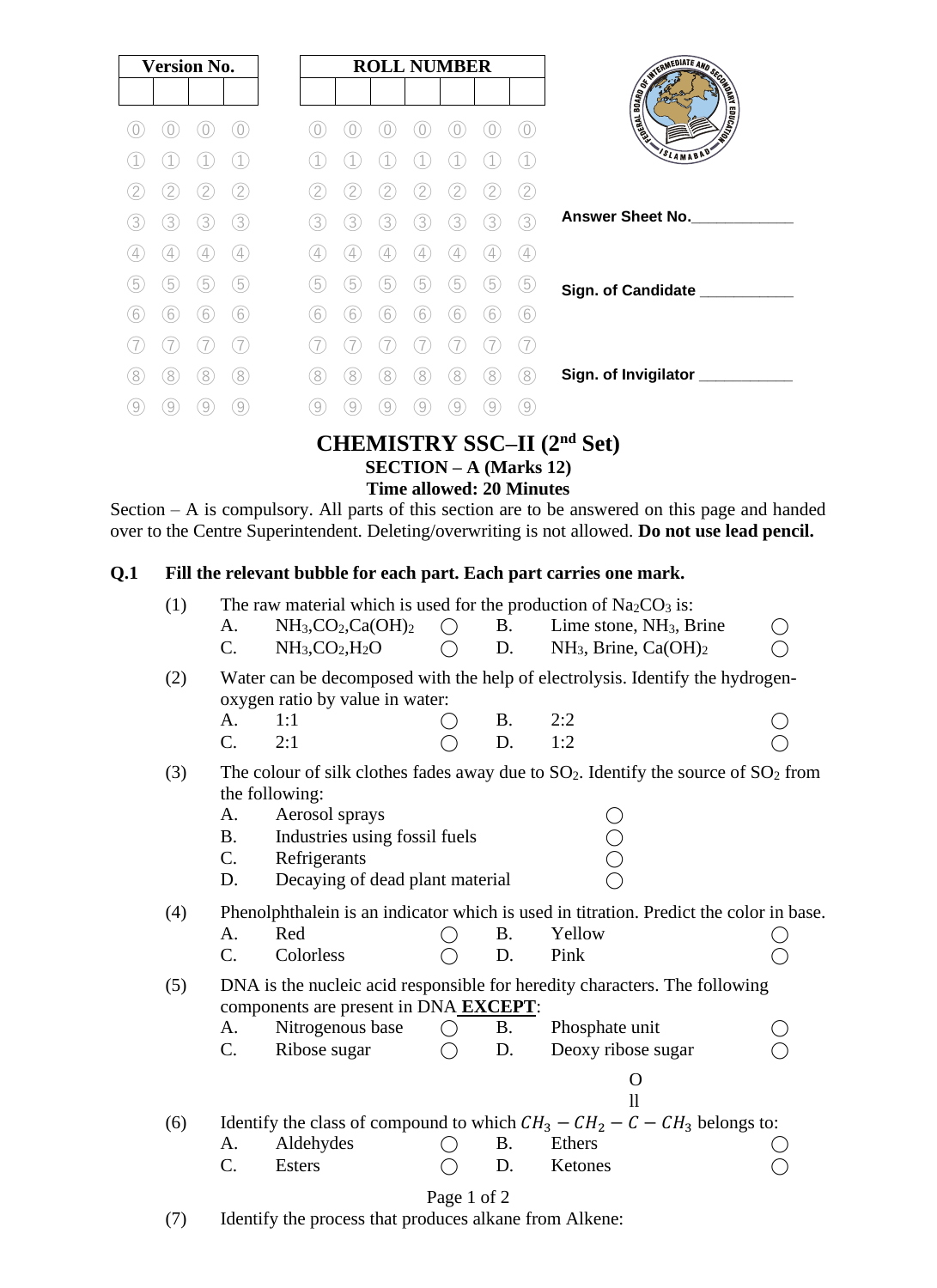| Version No. | | | |
|---|---|---|---|
| | | | |

| ROLL NUMBER | | | | | | |
|---|---|---|---|---|---|---|
| | | | | | | |

Answer Sheet No.____________

Sign. of Candidate ___________

Sign. of Invigilator ___________

# CHEMISTRY SSC–II (2nd Set)

## SECTION – A (Marks 12)

### Time allowed: 20 Minutes

Section – A is compulsory. All parts of this section are to be answered on this page and handed over to the Centre Superintendent. Deleting/overwriting is not allowed. **Do not use lead pencil.**

**Q.1 Fill the relevant bubble for each part. Each part carries one mark.**

(1) The raw material which is used for the production of $Na_2CO_3$ is:

- A. $NH_3$,$CO_2$,$Ca(OH)_2$ ◯
- B. Lime stone, $NH_3$, Brine ◯
- C. $NH_3$,$CO_2$,$H_2O$ ◯
- D. $NH_3$, Brine, $Ca(OH)_2$ ◯

(2) Water can be decomposed with the help of electrolysis. Identify the hydrogen-oxygen ratio by value in water:

- A. 1:1 ◯
- B. 2:2 ◯
- C. 2:1 ◯
- D. 1:2 ◯

(3) The colour of silk clothes fades away due to $SO_2$. Identify the source of $SO_2$ from the following:

- A. Aerosol sprays ◯
- B. Industries using fossil fuels ◯
- C. Refrigerants ◯
- D. Decaying of dead plant material ◯

(4) Phenolphthalein is an indicator which is used in titration. Predict the color in base.

- A. Red ◯
- B. Yellow ◯
- C. Colorless ◯
- D. Pink ◯

(5) DNA is the nucleic acid responsible for heredity characters. The following components are present in DNA **EXCEPT**:

- A. Nitrogenous base ◯
- B. Phosphate unit ◯
- C. Ribose sugar ◯
- D. Deoxy ribose sugar ◯

(6) Identify the class of compound to which $CH_3 - CH_2 - \overset{\overset{\large O}{||}}{C} - CH_3$ belongs to:

- A. Aldehydes ◯
- B. Ethers ◯
- C. Esters ◯
- D. Ketones ◯

(7) Identify the process that produces alkane from Alkene: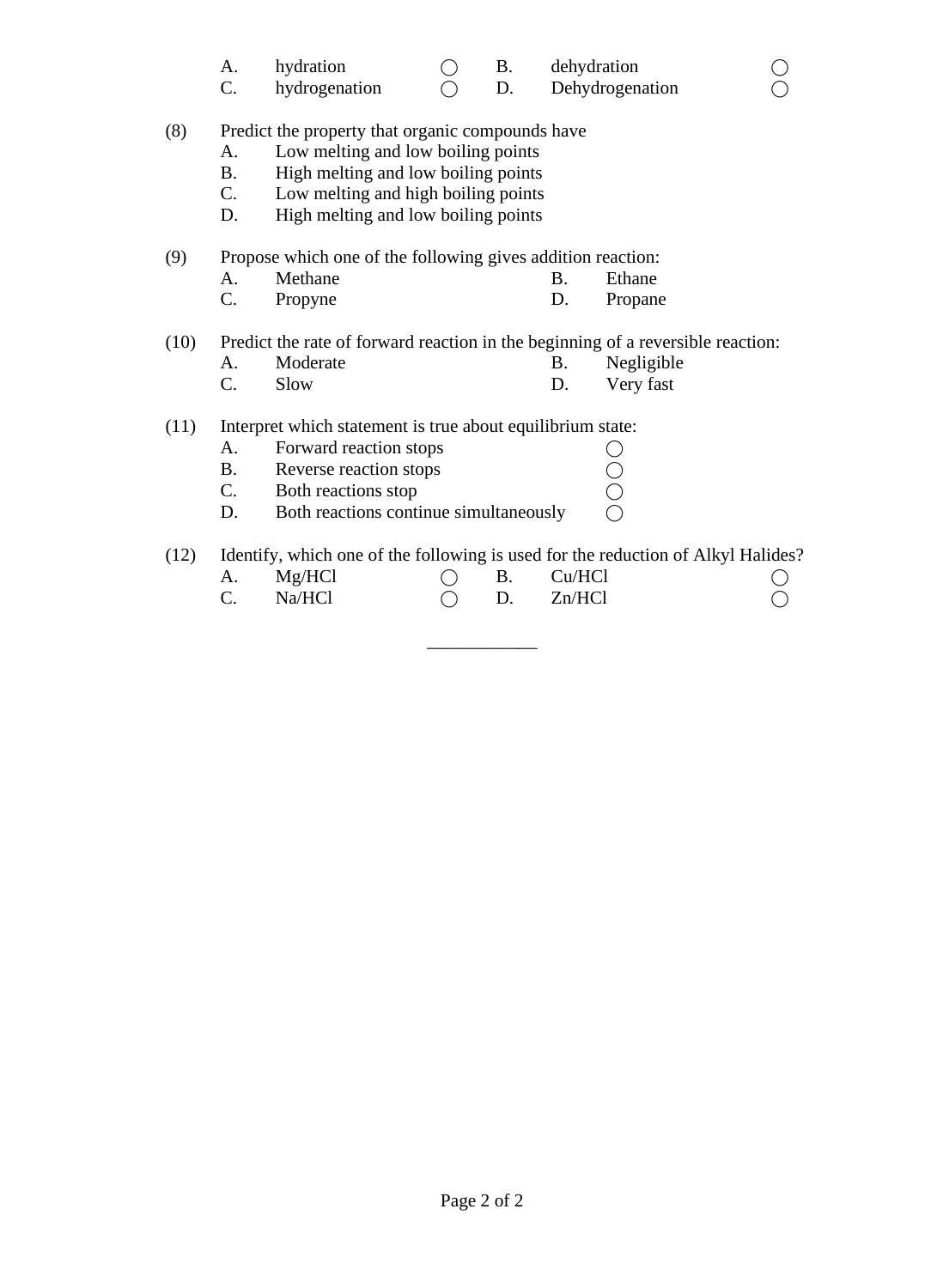| | | | | | |
|---|---|---|---|---|---|
| A. | hydration | ◯ | B. | dehydration | ◯ |
| C. | hydrogenation | ◯ | D. | Dehydrogenation | ◯ |

(8) Predict the property that organic compounds have

- A. Low melting and low boiling points
- B. High melting and low boiling points
- C. Low melting and high boiling points
- D. High melting and low boiling points

(9) Propose which one of the following gives addition reaction:

| | | | |
|---|---|---|---|
| A. | Methane | B. | Ethane |
| C. | Propyne | D. | Propane |

(10) Predict the rate of forward reaction in the beginning of a reversible reaction:

| | | | |
|---|---|---|---|
| A. | Moderate | B. | Negligible |
| C. | Slow | D. | Very fast |

(11) Interpret which statement is true about equilibrium state:

- A. Forward reaction stops ◯
- B. Reverse reaction stops ◯
- C. Both reactions stop ◯
- D. Both reactions continue simultaneously ◯

(12) Identify, which one of the following is used for the reduction of Alkyl Halides?

| | | | | | |
|---|---|---|---|---|---|
| A. | Mg/HCl | ◯ | B. | Cu/HCl | ◯ |
| C. | Na/HCl | ◯ | D. | Zn/HCl | ◯ |

____________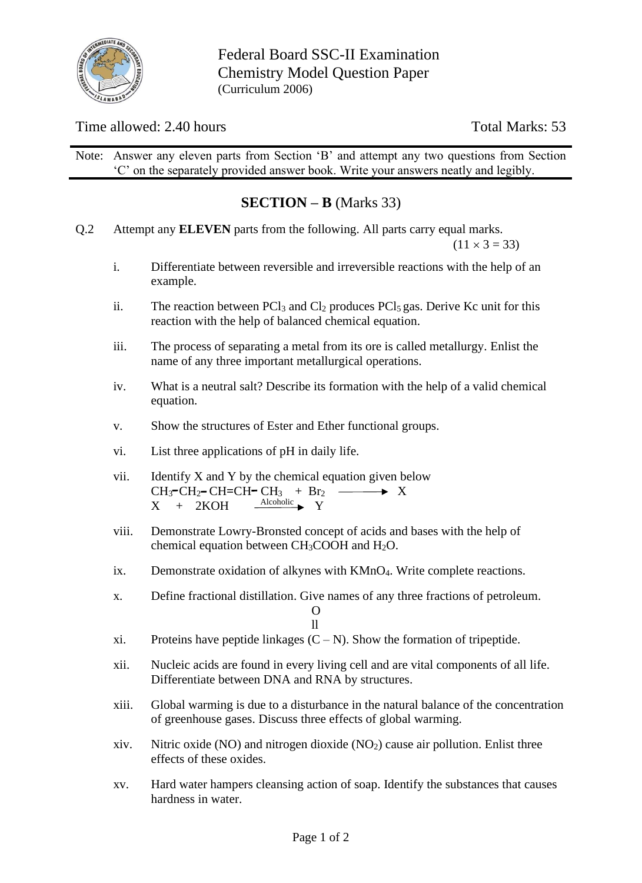Federal Board SSC-II Examination
Chemistry Model Question Paper
(Curriculum 2006)

Time allowed: 2.40 hours

Total Marks: 53

Note: Answer any eleven parts from Section 'B' and attempt any two questions from Section 'C' on the separately provided answer book. Write your answers neatly and legibly.

## SECTION – B (Marks 33)

Q.2 Attempt any **ELEVEN** parts from the following. All parts carry equal marks. $(11 \times 3 = 33)$

i. Differentiate between reversible and irreversible reactions with the help of an example.

ii. The reaction between $PCl_3$ and $Cl_2$ produces $PCl_5$ gas. Derive Kc unit for this reaction with the help of balanced chemical equation.

iii. The process of separating a metal from its ore is called metallurgy. Enlist the name of any three important metallurgical operations.

iv. What is a neutral salt? Describe its formation with the help of a valid chemical equation.

v. Show the structures of Ester and Ether functional groups.

vi. List three applications of pH in daily life.

vii. Identify X and Y by the chemical equation given below

$$CH_3-CH_2-CH=CH-CH_3 + Br_2 \longrightarrow X$$

$$X + 2KOH \xrightarrow{\text{Alcoholic}} Y$$

viii. Demonstrate Lowry-Bronsted concept of acids and bases with the help of chemical equation between $CH_3COOH$ and $H_2O$.

ix. Demonstrate oxidation of alkynes with $KMnO_4$. Write complete reactions.

x. Define fractional distillation. Give names of any three fractions of petroleum.

xi. Proteins have peptide linkages $(\overset{\overset{\large O}{\|}}{C}-N)$. Show the formation of tripeptide.

xii. Nucleic acids are found in every living cell and are vital components of all life. Differentiate between DNA and RNA by structures.

xiii. Global warming is due to a disturbance in the natural balance of the concentration of greenhouse gases. Discuss three effects of global warming.

xiv. Nitric oxide (NO) and nitrogen dioxide ($NO_2$) cause air pollution. Enlist three effects of these oxides.

xv. Hard water hampers cleansing action of soap. Identify the substances that causes hardness in water.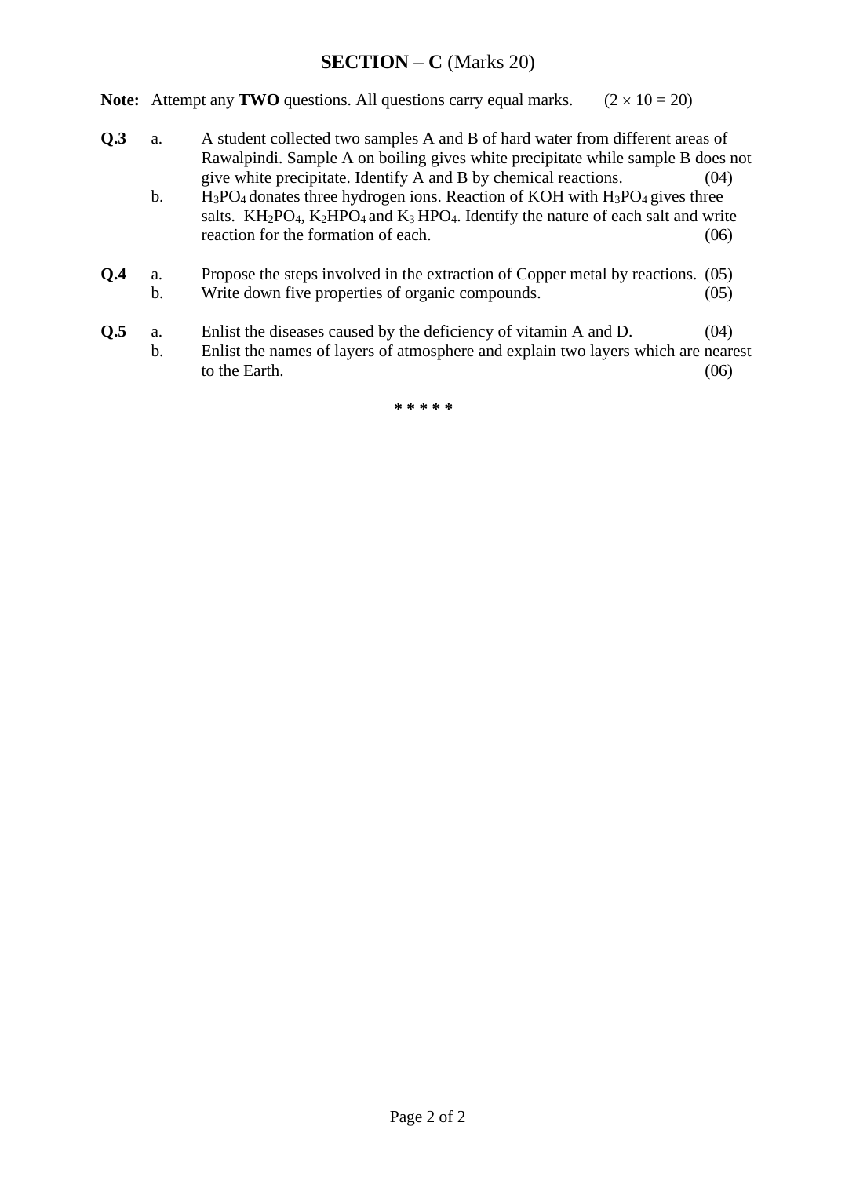## SECTION – C (Marks 20)

**Note:** Attempt any **TWO** questions. All questions carry equal marks. $(2 \times 10 = 20)$

**Q.3**

a. A student collected two samples A and B of hard water from different areas of Rawalpindi. Sample A on boiling gives white precipitate while sample B does not give white precipitate. Identify A and B by chemical reactions. (04)

b. $H_3PO_4$ donates three hydrogen ions. Reaction of KOH with $H_3PO_4$ gives three salts. $KH_2PO_4$, $K_2HPO_4$ and $K_3 HPO_4$. Identify the nature of each salt and write reaction for the formation of each. (06)

**Q.4**

a. Propose the steps involved in the extraction of Copper metal by reactions. (05)

b. Write down five properties of organic compounds. (05)

**Q.5**

a. Enlist the diseases caused by the deficiency of vitamin A and D. (04)

b. Enlist the names of layers of atmosphere and explain two layers which are nearest to the Earth. (06)

**\* \* \* \* \***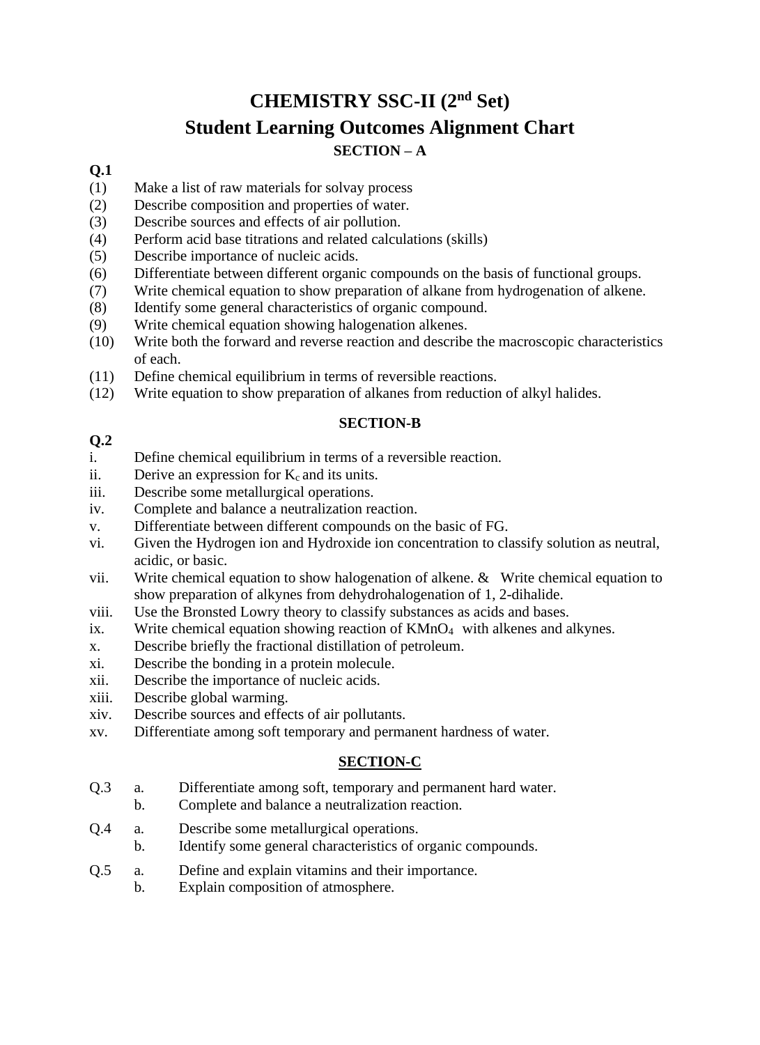# CHEMISTRY SSC-II (2nd Set)

## Student Learning Outcomes Alignment Chart

### SECTION – A

**Q.1**

(1) Make a list of raw materials for solvay process
(2) Describe composition and properties of water.
(3) Describe sources and effects of air pollution.
(4) Perform acid base titrations and related calculations (skills)
(5) Describe importance of nucleic acids.
(6) Differentiate between different organic compounds on the basis of functional groups.
(7) Write chemical equation to show preparation of alkane from hydrogenation of alkene.
(8) Identify some general characteristics of organic compound.
(9) Write chemical equation showing halogenation alkenes.
(10) Write both the forward and reverse reaction and describe the macroscopic characteristics of each.
(11) Define chemical equilibrium in terms of reversible reactions.
(12) Write equation to show preparation of alkanes from reduction of alkyl halides.

### SECTION-B

**Q.2**

i. Define chemical equilibrium in terms of a reversible reaction.
ii. Derive an expression for $K_c$ and its units.
iii. Describe some metallurgical operations.
iv. Complete and balance a neutralization reaction.
v. Differentiate between different compounds on the basic of FG.
vi. Given the Hydrogen ion and Hydroxide ion concentration to classify solution as neutral, acidic, or basic.
vii. Write chemical equation to show halogenation of alkene. & Write chemical equation to show preparation of alkynes from dehydrohalogenation of 1, 2-dihalide.
viii. Use the Bronsted Lowry theory to classify substances as acids and bases.
ix. Write chemical equation showing reaction of $KMnO_4$ with alkenes and alkynes.
x. Describe briefly the fractional distillation of petroleum.
xi. Describe the bonding in a protein molecule.
xii. Describe the importance of nucleic acids.
xiii. Describe global warming.
xiv. Describe sources and effects of air pollutants.
xv. Differentiate among soft temporary and permanent hardness of water.

### SECTION-C

Q.3
a. Differentiate among soft, temporary and permanent hard water.
b. Complete and balance a neutralization reaction.

Q.4
a. Describe some metallurgical operations.
b. Identify some general characteristics of organic compounds.

Q.5
a. Define and explain vitamins and their importance.
b. Explain composition of atmosphere.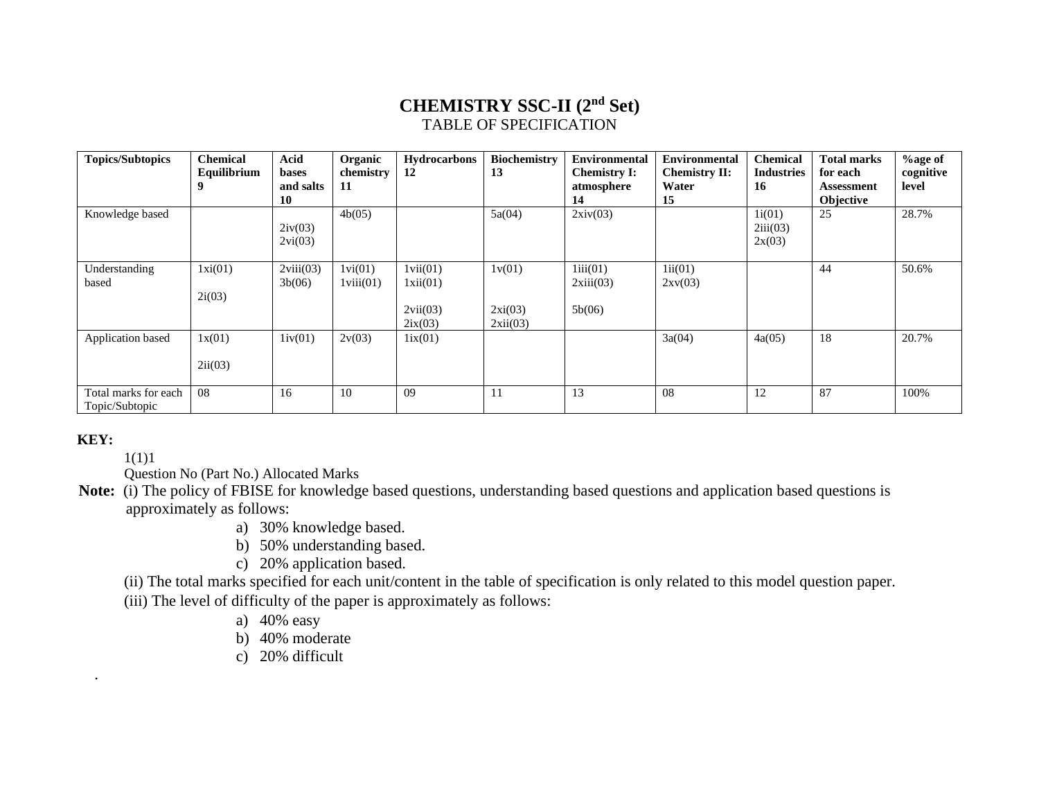# CHEMISTRY SSC-II (2nd Set)

TABLE OF SPECIFICATION

| Topics/Subtopics | Chemical Equilibrium 9 | Acid bases and salts 10 | Organic chemistry 11 | Hydrocarbons 12 | Biochemistry 13 | Environmental Chemistry I: atmosphere 14 | Environmental Chemistry II: Water 15 | Chemical Industries 16 | Total marks for each Assessment Objective | %age of cognitive level |
|---|---|---|---|---|---|---|---|---|---|---|
| Knowledge based | | 2iv(03) 2vi(03) | 4b(05) | | 5a(04) | 2xiv(03) | | 1i(01) 2iii(03) 2x(03) | 25 | 28.7% |
| Understanding based | 1xi(01) 2i(03) | 2viii(03) 3b(06) | 1vi(01) 1viii(01) | 1vii(01) 1xii(01) 2vii(03) 2ix(03) | 1v(01) 2xi(03) 2xii(03) | 1iii(01) 2xiii(03) 5b(06) | 1ii(01) 2xv(03) | | 44 | 50.6% |
| Application based | 1x(01) 2ii(03) | 1iv(01) | 2v(03) | 1ix(01) | | | 3a(04) | 4a(05) | 18 | 20.7% |
| Total marks for each Topic/Subtopic | 08 | 16 | 10 | 09 | 11 | 13 | 08 | 12 | 87 | 100% |

**KEY:**

1(1)1

Question No (Part No.) Allocated Marks

**Note:** (i) The policy of FBISE for knowledge based questions, understanding based questions and application based questions is approximately as follows:

a) 30% knowledge based.
b) 50% understanding based.
c) 20% application based.

(ii) The total marks specified for each unit/content in the table of specification is only related to this model question paper.

(iii) The level of difficulty of the paper is approximately as follows:

a) 40% easy
b) 40% moderate
c) 20% difficult